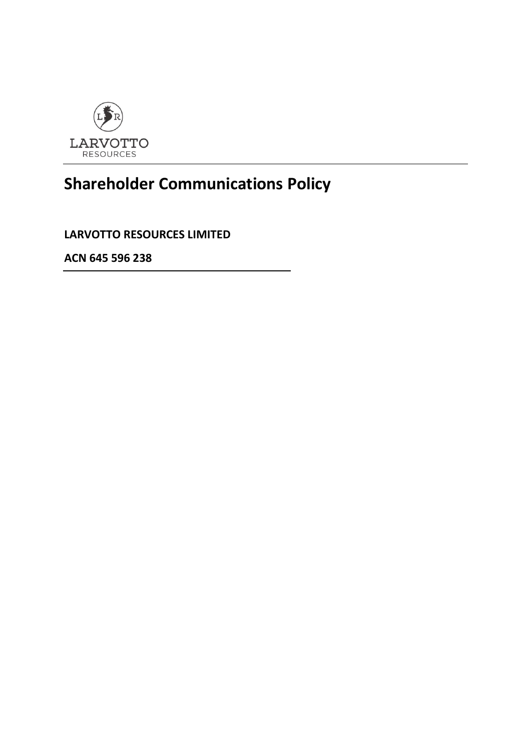LARVOTTO
RESOURCES

# Shareholder Communications Policy

**LARVOTTO RESOURCES LIMITED**

**ACN 645 596 238**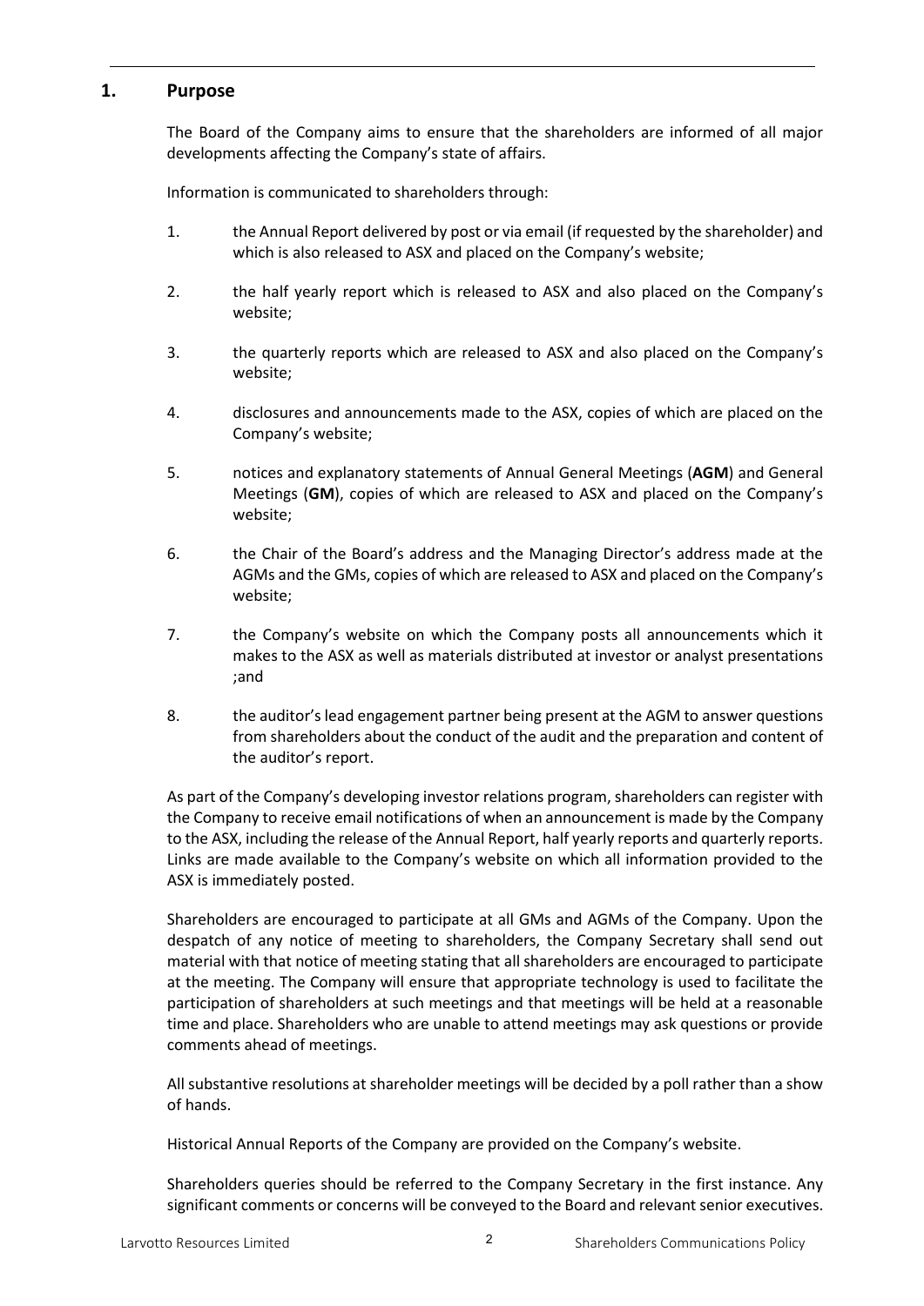## 1. Purpose

The Board of the Company aims to ensure that the shareholders are informed of all major developments affecting the Company's state of affairs.

Information is communicated to shareholders through:

1. the Annual Report delivered by post or via email (if requested by the shareholder) and which is also released to ASX and placed on the Company's website;
2. the half yearly report which is released to ASX and also placed on the Company's website;
3. the quarterly reports which are released to ASX and also placed on the Company's website;
4. disclosures and announcements made to the ASX, copies of which are placed on the Company's website;
5. notices and explanatory statements of Annual General Meetings (**AGM**) and General Meetings (**GM**), copies of which are released to ASX and placed on the Company's website;
6. the Chair of the Board's address and the Managing Director's address made at the AGMs and the GMs, copies of which are released to ASX and placed on the Company's website;
7. the Company's website on which the Company posts all announcements which it makes to the ASX as well as materials distributed at investor or analyst presentations ;and
8. the auditor's lead engagement partner being present at the AGM to answer questions from shareholders about the conduct of the audit and the preparation and content of the auditor's report.

As part of the Company's developing investor relations program, shareholders can register with the Company to receive email notifications of when an announcement is made by the Company to the ASX, including the release of the Annual Report, half yearly reports and quarterly reports. Links are made available to the Company's website on which all information provided to the ASX is immediately posted.

Shareholders are encouraged to participate at all GMs and AGMs of the Company. Upon the despatch of any notice of meeting to shareholders, the Company Secretary shall send out material with that notice of meeting stating that all shareholders are encouraged to participate at the meeting. The Company will ensure that appropriate technology is used to facilitate the participation of shareholders at such meetings and that meetings will be held at a reasonable time and place. Shareholders who are unable to attend meetings may ask questions or provide comments ahead of meetings.

All substantive resolutions at shareholder meetings will be decided by a poll rather than a show of hands.

Historical Annual Reports of the Company are provided on the Company's website.

Shareholders queries should be referred to the Company Secretary in the first instance. Any significant comments or concerns will be conveyed to the Board and relevant senior executives.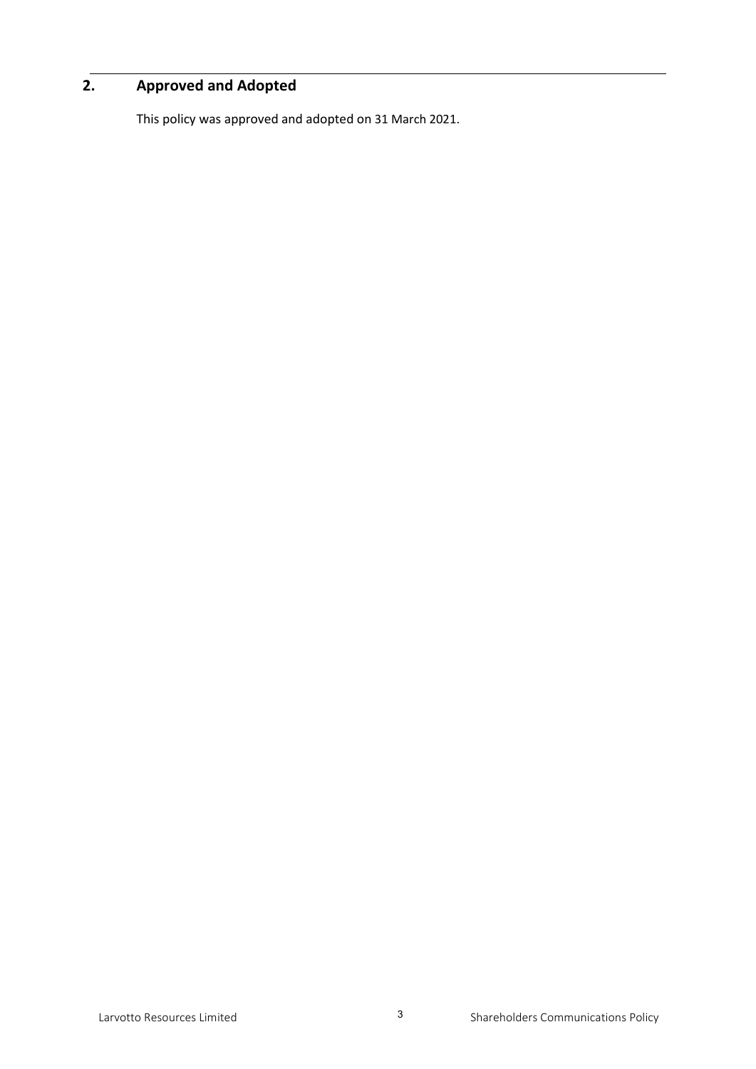## 2. Approved and Adopted

This policy was approved and adopted on 31 March 2021.